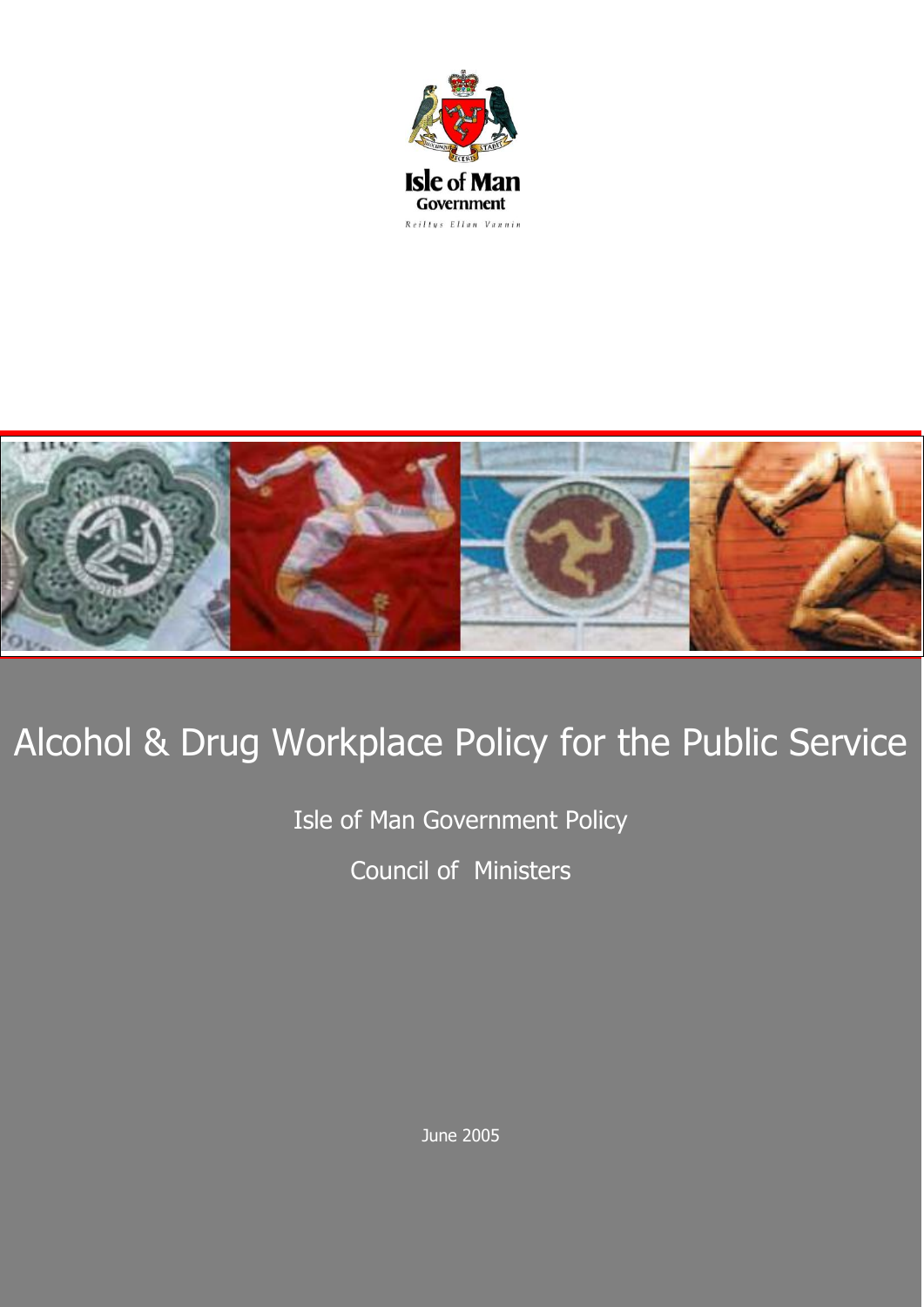Isle of Man Government

Reiltys Ellan Vannin

# Alcohol & Drug Workplace Policy for the Public Service

Isle of Man Government Policy

Council of Ministers

June 2005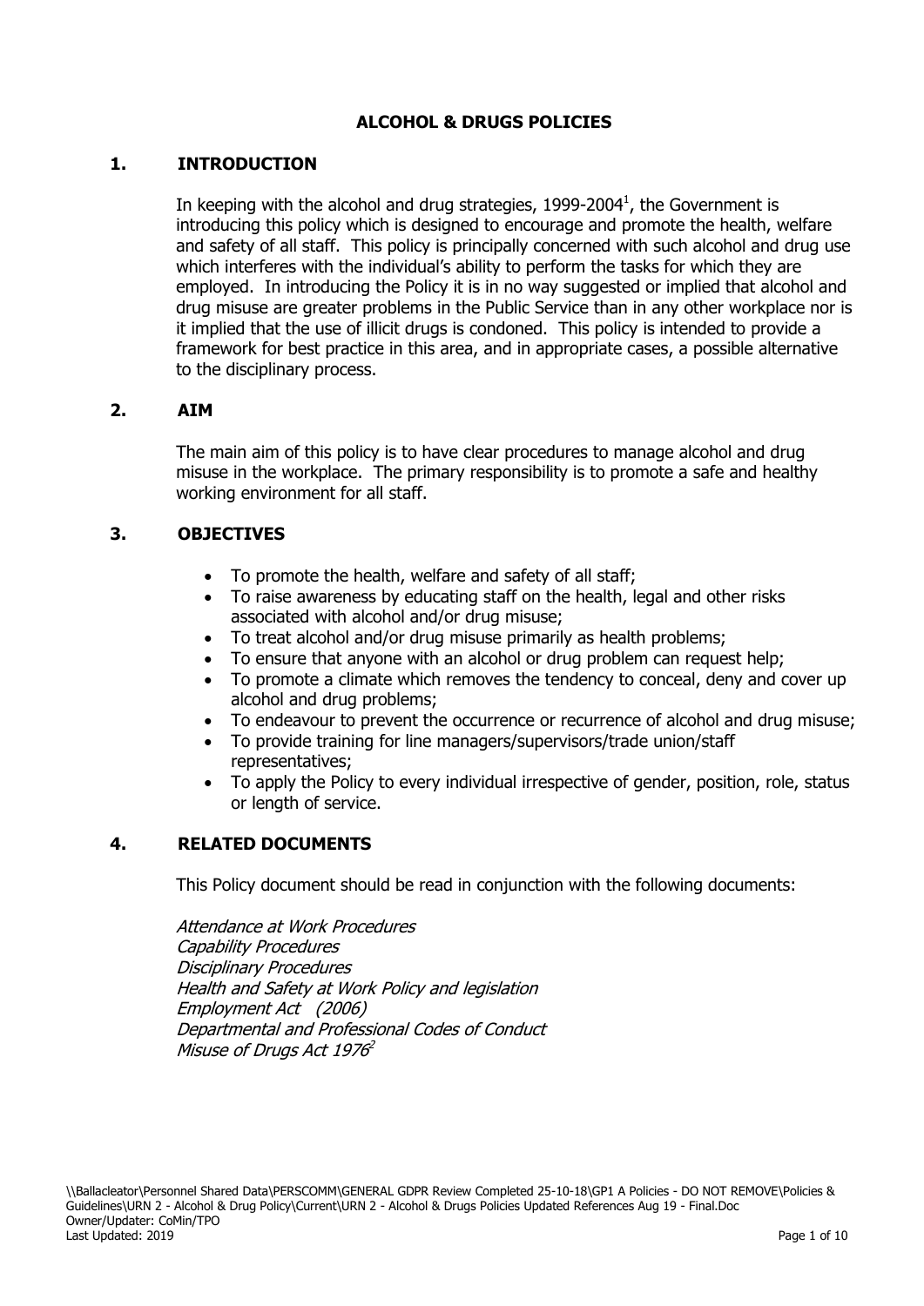# ALCOHOL & DRUGS POLICIES

## 1. INTRODUCTION

In keeping with the alcohol and drug strategies, 1999-2004[1], the Government is introducing this policy which is designed to encourage and promote the health, welfare and safety of all staff. This policy is principally concerned with such alcohol and drug use which interferes with the individual's ability to perform the tasks for which they are employed. In introducing the Policy it is in no way suggested or implied that alcohol and drug misuse are greater problems in the Public Service than in any other workplace nor is it implied that the use of illicit drugs is condoned. This policy is intended to provide a framework for best practice in this area, and in appropriate cases, a possible alternative to the disciplinary process.

## 2. AIM

The main aim of this policy is to have clear procedures to manage alcohol and drug misuse in the workplace. The primary responsibility is to promote a safe and healthy working environment for all staff.

## 3. OBJECTIVES

- To promote the health, welfare and safety of all staff;
- To raise awareness by educating staff on the health, legal and other risks associated with alcohol and/or drug misuse;
- To treat alcohol and/or drug misuse primarily as health problems;
- To ensure that anyone with an alcohol or drug problem can request help;
- To promote a climate which removes the tendency to conceal, deny and cover up alcohol and drug problems;
- To endeavour to prevent the occurrence or recurrence of alcohol and drug misuse;
- To provide training for line managers/supervisors/trade union/staff representatives;
- To apply the Policy to every individual irrespective of gender, position, role, status or length of service.

## 4. RELATED DOCUMENTS

This Policy document should be read in conjunction with the following documents:

*Attendance at Work Procedures*
*Capability Procedures*
*Disciplinary Procedures*
*Health and Safety at Work Policy and legislation*
*Employment Act (2006)*
*Departmental and Professional Codes of Conduct*
*Misuse of Drugs Act 1976*[2]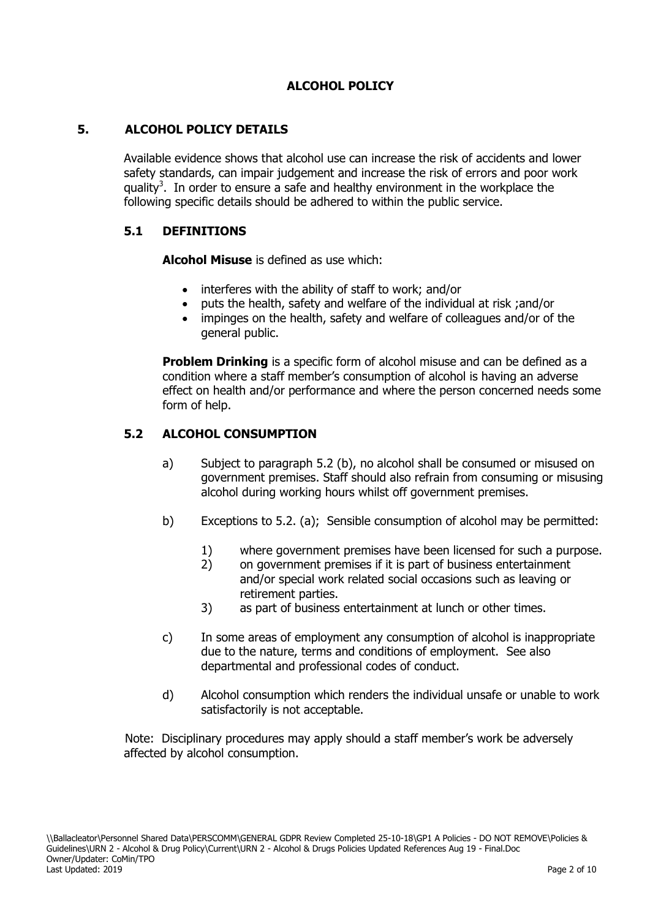# ALCOHOL POLICY

## 5. ALCOHOL POLICY DETAILS

Available evidence shows that alcohol use can increase the risk of accidents and lower safety standards, can impair judgement and increase the risk of errors and poor work quality[3]. In order to ensure a safe and healthy environment in the workplace the following specific details should be adhered to within the public service.

### 5.1 DEFINITIONS

**Alcohol Misuse** is defined as use which:

- interferes with the ability of staff to work; and/or
- puts the health, safety and welfare of the individual at risk ;and/or
- impinges on the health, safety and welfare of colleagues and/or of the general public.

**Problem Drinking** is a specific form of alcohol misuse and can be defined as a condition where a staff member's consumption of alcohol is having an adverse effect on health and/or performance and where the person concerned needs some form of help.

### 5.2 ALCOHOL CONSUMPTION

a) Subject to paragraph 5.2 (b), no alcohol shall be consumed or misused on government premises. Staff should also refrain from consuming or misusing alcohol during working hours whilst off government premises.

b) Exceptions to 5.2. (a); Sensible consumption of alcohol may be permitted:

   1) where government premises have been licensed for such a purpose.
   2) on government premises if it is part of business entertainment and/or special work related social occasions such as leaving or retirement parties.
   3) as part of business entertainment at lunch or other times.

c) In some areas of employment any consumption of alcohol is inappropriate due to the nature, terms and conditions of employment. See also departmental and professional codes of conduct.

d) Alcohol consumption which renders the individual unsafe or unable to work satisfactorily is not acceptable.

Note: Disciplinary procedures may apply should a staff member's work be adversely affected by alcohol consumption.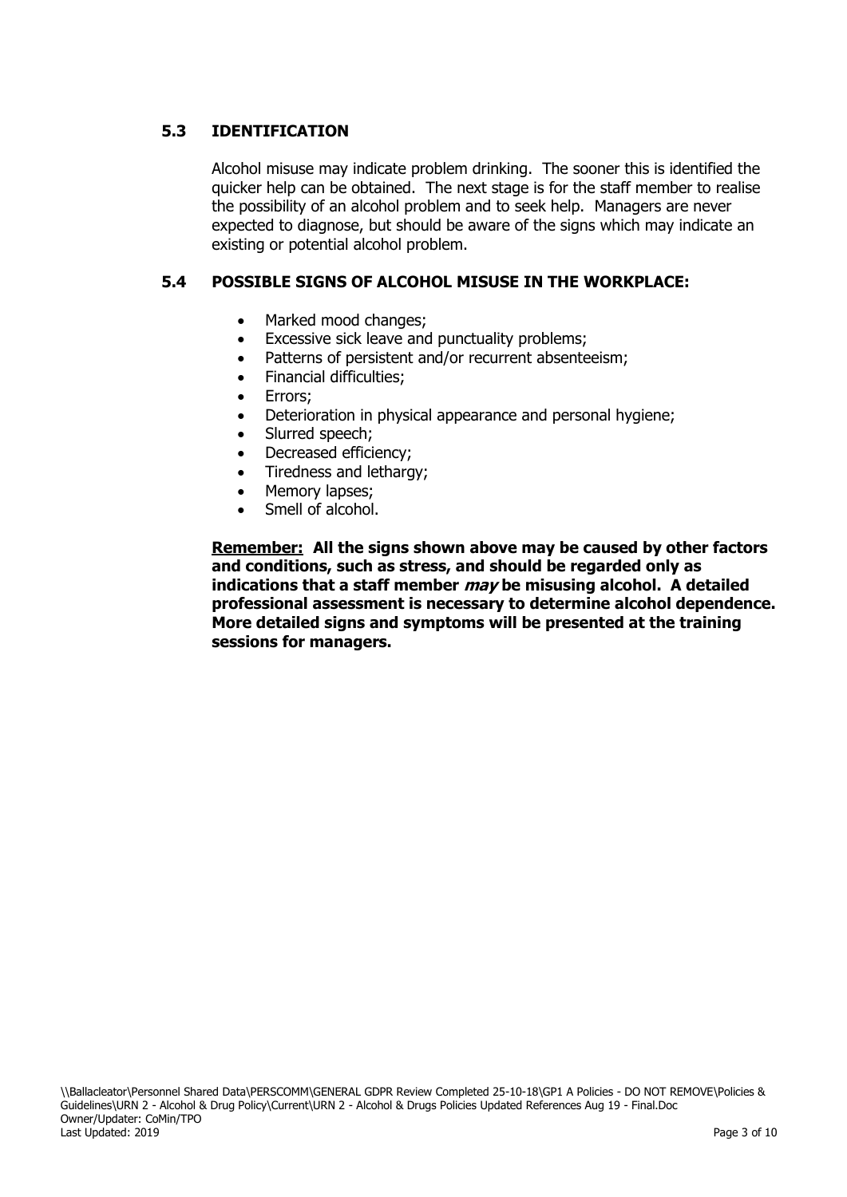### 5.3 IDENTIFICATION

Alcohol misuse may indicate problem drinking. The sooner this is identified the quicker help can be obtained. The next stage is for the staff member to realise the possibility of an alcohol problem and to seek help. Managers are never expected to diagnose, but should be aware of the signs which may indicate an existing or potential alcohol problem.

### 5.4 POSSIBLE SIGNS OF ALCOHOL MISUSE IN THE WORKPLACE:

- Marked mood changes;
- Excessive sick leave and punctuality problems;
- Patterns of persistent and/or recurrent absenteeism;
- Financial difficulties;
- Errors;
- Deterioration in physical appearance and personal hygiene;
- Slurred speech;
- Decreased efficiency;
- Tiredness and lethargy;
- Memory lapses;
- Smell of alcohol.

**Remember: All the signs shown above may be caused by other factors and conditions, such as stress, and should be regarded only as indications that a staff member *may* be misusing alcohol. A detailed professional assessment is necessary to determine alcohol dependence. More detailed signs and symptoms will be presented at the training sessions for managers.**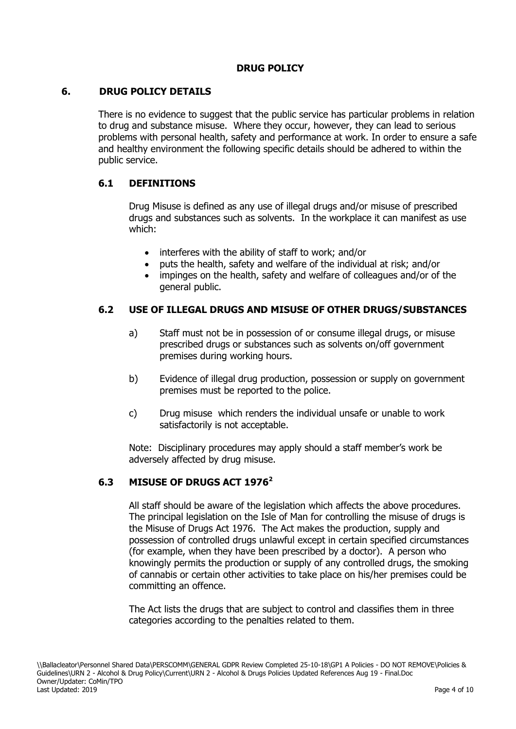# DRUG POLICY

## 6. DRUG POLICY DETAILS

There is no evidence to suggest that the public service has particular problems in relation to drug and substance misuse. Where they occur, however, they can lead to serious problems with personal health, safety and performance at work. In order to ensure a safe and healthy environment the following specific details should be adhered to within the public service.

### 6.1 DEFINITIONS

Drug Misuse is defined as any use of illegal drugs and/or misuse of prescribed drugs and substances such as solvents. In the workplace it can manifest as use which:

- interferes with the ability of staff to work; and/or
- puts the health, safety and welfare of the individual at risk; and/or
- impinges on the health, safety and welfare of colleagues and/or of the general public.

### 6.2 USE OF ILLEGAL DRUGS AND MISUSE OF OTHER DRUGS/SUBSTANCES

a) Staff must not be in possession of or consume illegal drugs, or misuse prescribed drugs or substances such as solvents on/off government premises during working hours.

b) Evidence of illegal drug production, possession or supply on government premises must be reported to the police.

c) Drug misuse which renders the individual unsafe or unable to work satisfactorily is not acceptable.

Note: Disciplinary procedures may apply should a staff member's work be adversely affected by drug misuse.

### 6.3 MISUSE OF DRUGS ACT 1976[2]

All staff should be aware of the legislation which affects the above procedures. The principal legislation on the Isle of Man for controlling the misuse of drugs is the Misuse of Drugs Act 1976. The Act makes the production, supply and possession of controlled drugs unlawful except in certain specified circumstances (for example, when they have been prescribed by a doctor). A person who knowingly permits the production or supply of any controlled drugs, the smoking of cannabis or certain other activities to take place on his/her premises could be committing an offence.

The Act lists the drugs that are subject to control and classifies them in three categories according to the penalties related to them.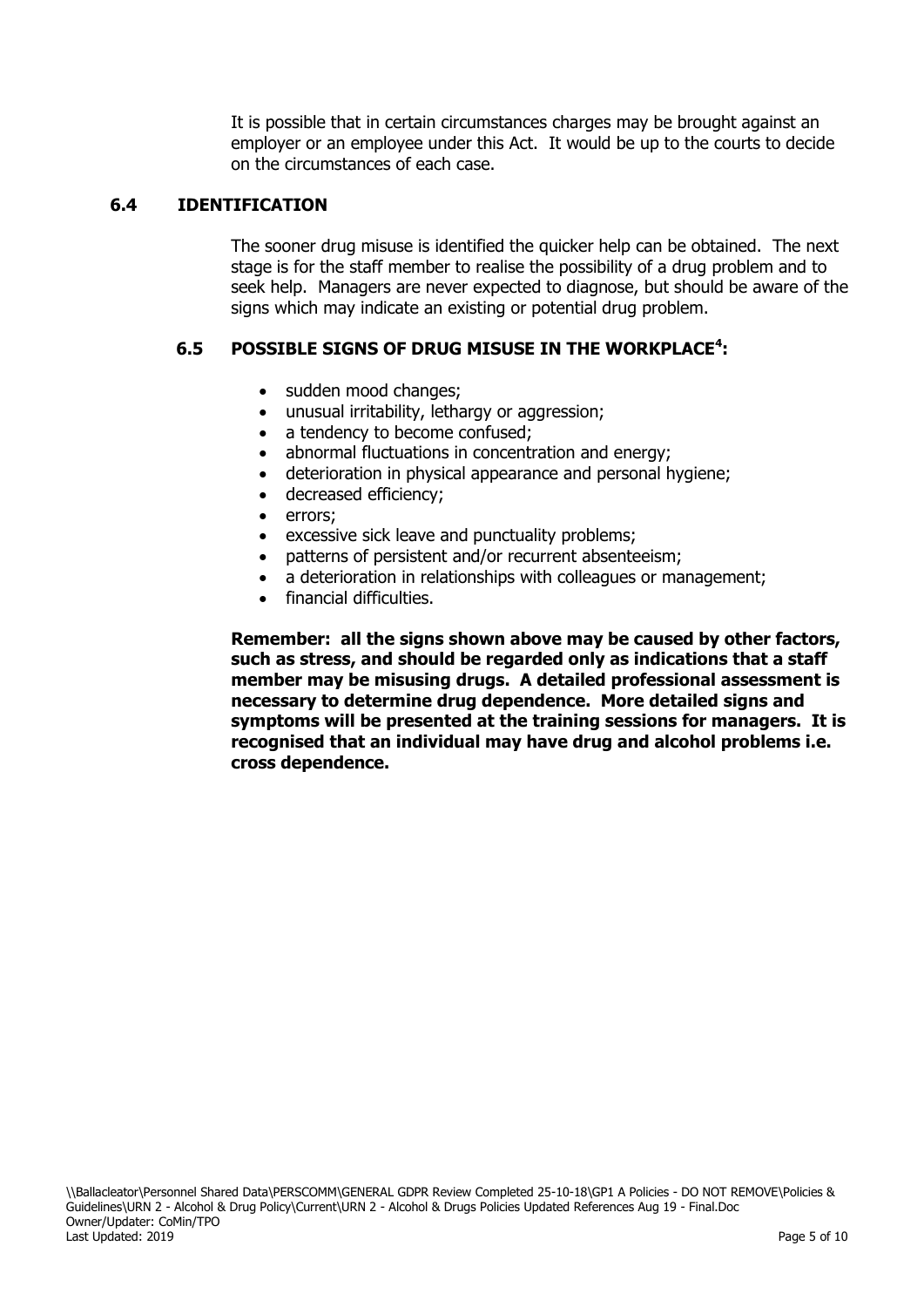It is possible that in certain circumstances charges may be brought against an employer or an employee under this Act. It would be up to the courts to decide on the circumstances of each case.

### 6.4 IDENTIFICATION

The sooner drug misuse is identified the quicker help can be obtained. The next stage is for the staff member to realise the possibility of a drug problem and to seek help. Managers are never expected to diagnose, but should be aware of the signs which may indicate an existing or potential drug problem.

### 6.5 POSSIBLE SIGNS OF DRUG MISUSE IN THE WORKPLACE[4]:

- sudden mood changes;
- unusual irritability, lethargy or aggression;
- a tendency to become confused;
- abnormal fluctuations in concentration and energy;
- deterioration in physical appearance and personal hygiene;
- decreased efficiency;
- errors;
- excessive sick leave and punctuality problems;
- patterns of persistent and/or recurrent absenteeism;
- a deterioration in relationships with colleagues or management;
- financial difficulties.

**Remember: all the signs shown above may be caused by other factors, such as stress, and should be regarded only as indications that a staff member may be misusing drugs. A detailed professional assessment is necessary to determine drug dependence. More detailed signs and symptoms will be presented at the training sessions for managers. It is recognised that an individual may have drug and alcohol problems i.e. cross dependence.**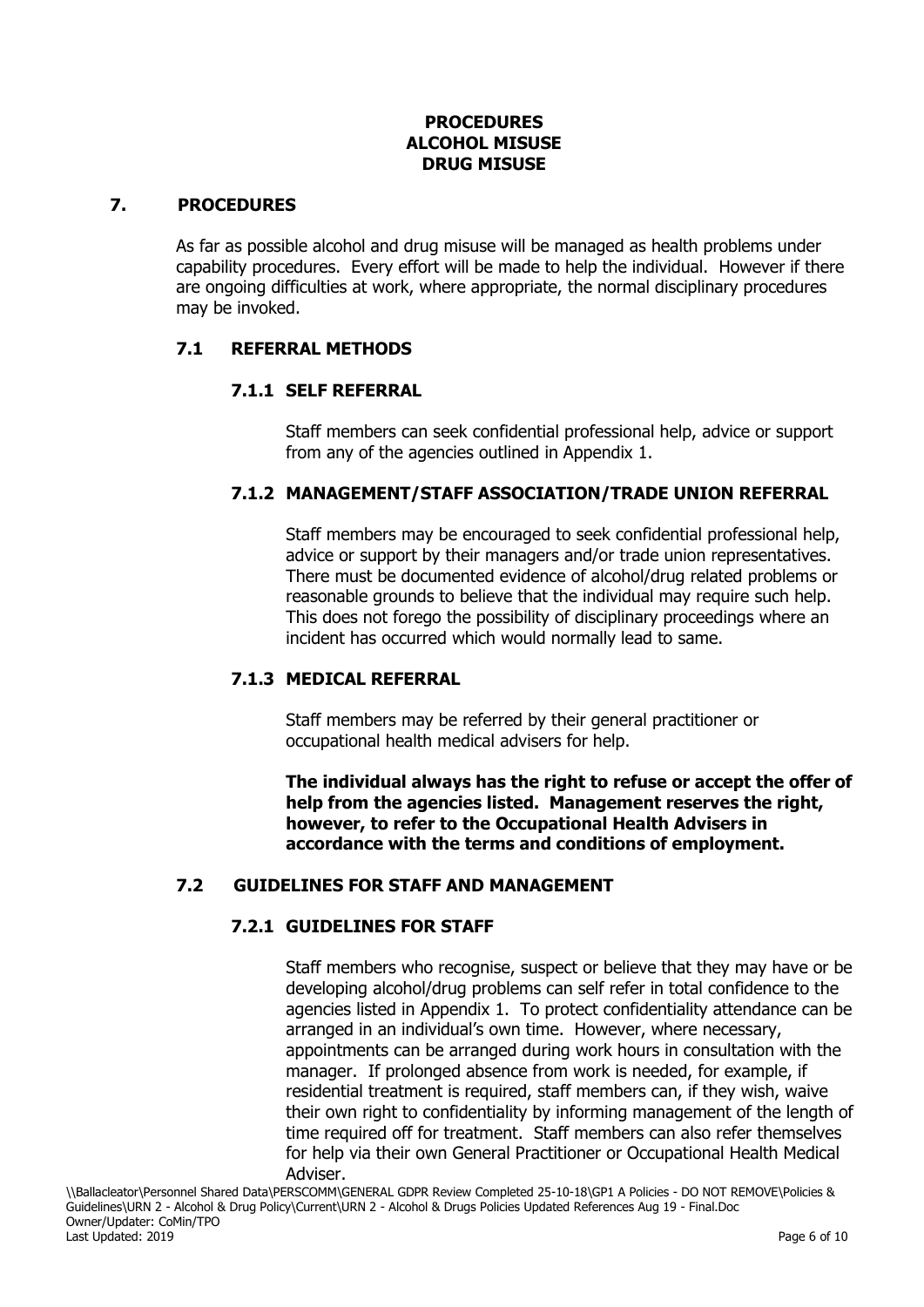**PROCEDURES**
**ALCOHOL MISUSE**
**DRUG MISUSE**

## 7. PROCEDURES

As far as possible alcohol and drug misuse will be managed as health problems under capability procedures. Every effort will be made to help the individual. However if there are ongoing difficulties at work, where appropriate, the normal disciplinary procedures may be invoked.

### 7.1 REFERRAL METHODS

#### 7.1.1 SELF REFERRAL

Staff members can seek confidential professional help, advice or support from any of the agencies outlined in Appendix 1.

#### 7.1.2 MANAGEMENT/STAFF ASSOCIATION/TRADE UNION REFERRAL

Staff members may be encouraged to seek confidential professional help, advice or support by their managers and/or trade union representatives. There must be documented evidence of alcohol/drug related problems or reasonable grounds to believe that the individual may require such help. This does not forego the possibility of disciplinary proceedings where an incident has occurred which would normally lead to same.

#### 7.1.3 MEDICAL REFERRAL

Staff members may be referred by their general practitioner or occupational health medical advisers for help.

**The individual always has the right to refuse or accept the offer of help from the agencies listed. Management reserves the right, however, to refer to the Occupational Health Advisers in accordance with the terms and conditions of employment.**

### 7.2 GUIDELINES FOR STAFF AND MANAGEMENT

#### 7.2.1 GUIDELINES FOR STAFF

Staff members who recognise, suspect or believe that they may have or be developing alcohol/drug problems can self refer in total confidence to the agencies listed in Appendix 1. To protect confidentiality attendance can be arranged in an individual's own time. However, where necessary, appointments can be arranged during work hours in consultation with the manager. If prolonged absence from work is needed, for example, if residential treatment is required, staff members can, if they wish, waive their own right to confidentiality by informing management of the length of time required off for treatment. Staff members can also refer themselves for help via their own General Practitioner or Occupational Health Medical Adviser.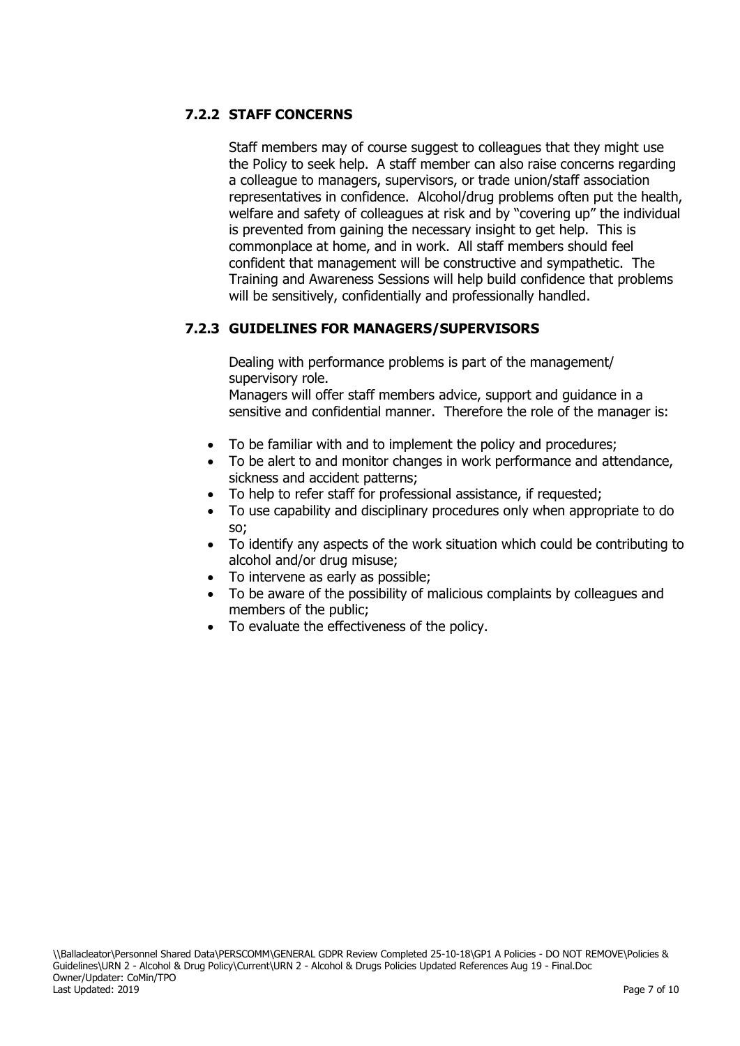### 7.2.2 STAFF CONCERNS

Staff members may of course suggest to colleagues that they might use the Policy to seek help. A staff member can also raise concerns regarding a colleague to managers, supervisors, or trade union/staff association representatives in confidence. Alcohol/drug problems often put the health, welfare and safety of colleagues at risk and by "covering up" the individual is prevented from gaining the necessary insight to get help. This is commonplace at home, and in work. All staff members should feel confident that management will be constructive and sympathetic. The Training and Awareness Sessions will help build confidence that problems will be sensitively, confidentially and professionally handled.

### 7.2.3 GUIDELINES FOR MANAGERS/SUPERVISORS

Dealing with performance problems is part of the management/ supervisory role.

Managers will offer staff members advice, support and guidance in a sensitive and confidential manner. Therefore the role of the manager is:

- To be familiar with and to implement the policy and procedures;
- To be alert to and monitor changes in work performance and attendance, sickness and accident patterns;
- To help to refer staff for professional assistance, if requested;
- To use capability and disciplinary procedures only when appropriate to do so;
- To identify any aspects of the work situation which could be contributing to alcohol and/or drug misuse;
- To intervene as early as possible;
- To be aware of the possibility of malicious complaints by colleagues and members of the public;
- To evaluate the effectiveness of the policy.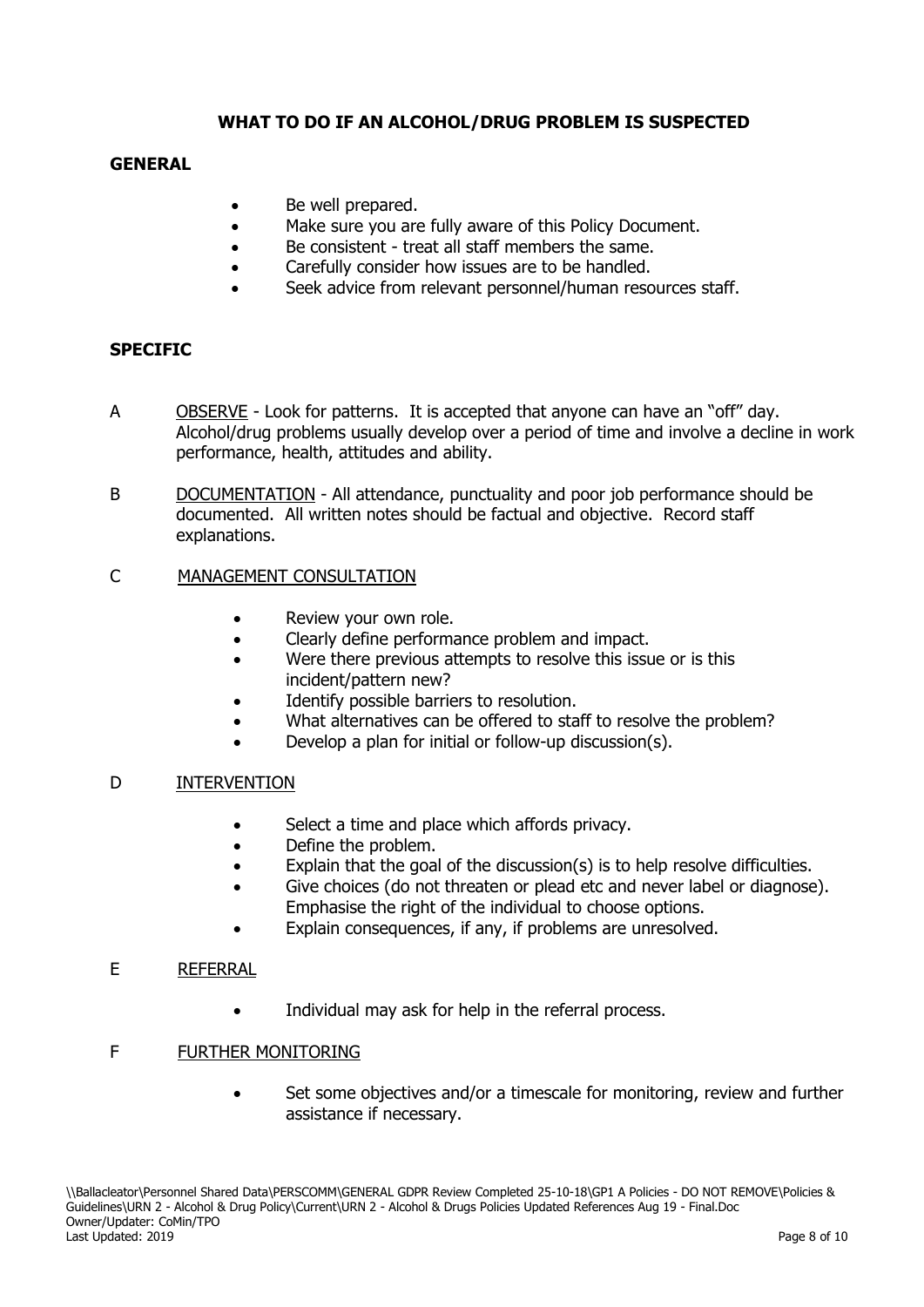## WHAT TO DO IF AN ALCOHOL/DRUG PROBLEM IS SUSPECTED

### GENERAL

- Be well prepared.
- Make sure you are fully aware of this Policy Document.
- Be consistent - treat all staff members the same.
- Carefully consider how issues are to be handled.
- Seek advice from relevant personnel/human resources staff.

### SPECIFIC

A &nbsp;&nbsp; OBSERVE - Look for patterns. It is accepted that anyone can have an "off" day. Alcohol/drug problems usually develop over a period of time and involve a decline in work performance, health, attitudes and ability.

B &nbsp;&nbsp; DOCUMENTATION - All attendance, punctuality and poor job performance should be documented. All written notes should be factual and objective. Record staff explanations.

C &nbsp;&nbsp; MANAGEMENT CONSULTATION

- Review your own role.
- Clearly define performance problem and impact.
- Were there previous attempts to resolve this issue or is this incident/pattern new?
- Identify possible barriers to resolution.
- What alternatives can be offered to staff to resolve the problem?
- Develop a plan for initial or follow-up discussion(s).

D &nbsp;&nbsp; INTERVENTION

- Select a time and place which affords privacy.
- Define the problem.
- Explain that the goal of the discussion(s) is to help resolve difficulties.
- Give choices (do not threaten or plead etc and never label or diagnose). Emphasise the right of the individual to choose options.
- Explain consequences, if any, if problems are unresolved.

E &nbsp;&nbsp; REFERRAL

- Individual may ask for help in the referral process.

F &nbsp;&nbsp; FURTHER MONITORING

- Set some objectives and/or a timescale for monitoring, review and further assistance if necessary.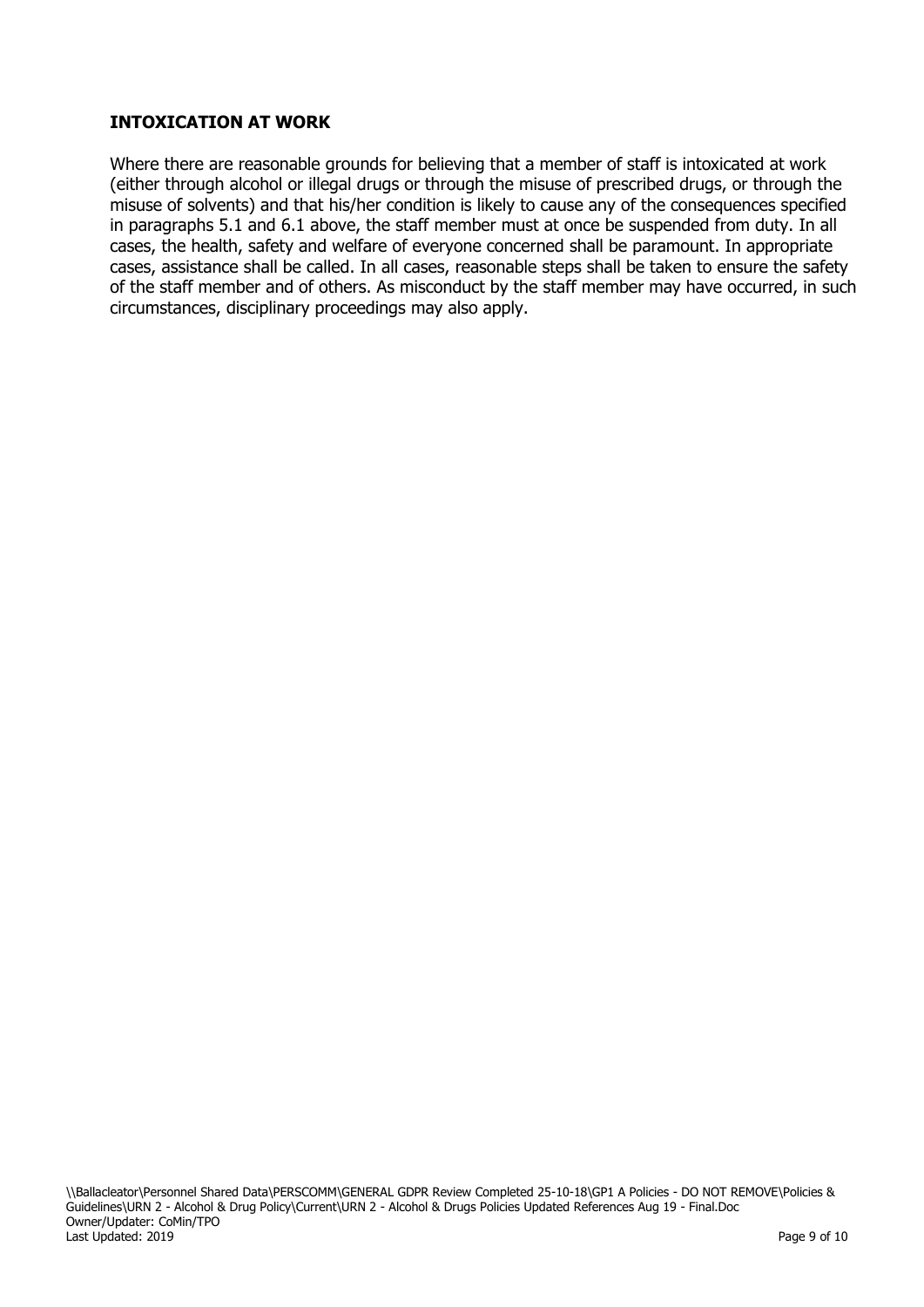## INTOXICATION AT WORK

Where there are reasonable grounds for believing that a member of staff is intoxicated at work (either through alcohol or illegal drugs or through the misuse of prescribed drugs, or through the misuse of solvents) and that his/her condition is likely to cause any of the consequences specified in paragraphs 5.1 and 6.1 above, the staff member must at once be suspended from duty. In all cases, the health, safety and welfare of everyone concerned shall be paramount. In appropriate cases, assistance shall be called. In all cases, reasonable steps shall be taken to ensure the safety of the staff member and of others. As misconduct by the staff member may have occurred, in such circumstances, disciplinary proceedings may also apply.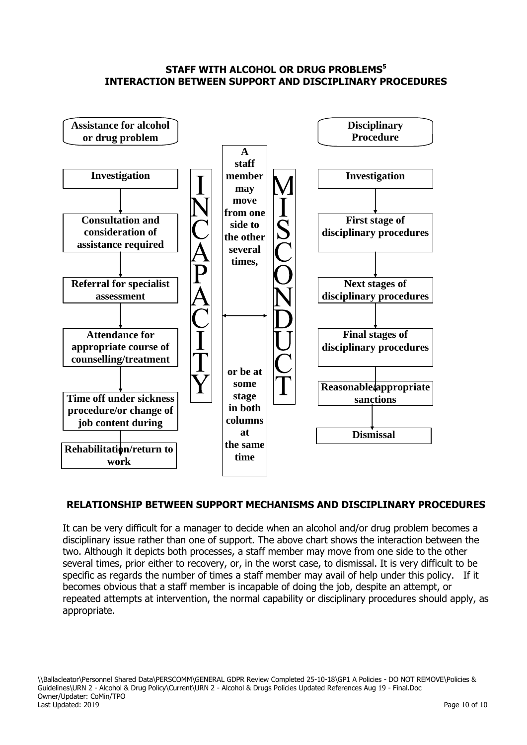## STAFF WITH ALCOHOL OR DRUG PROBLEMS[5]
## INTERACTION BETWEEN SUPPORT AND DISCIPLINARY PROCEDURES

**Assistance for alcohol or drug problem**

- **Investigation**
- **Consultation and consideration of assistance required**
- **Referral for specialist assessment**
- **Attendance for appropriate course of counselling/treatment**
- **Time off under sickness procedure/or change of job content during**
- **Rehabilitation/return to work**

**INCAPACITY**

**A staff member may move from one side to the other several times, ↔ or be at some stage in both columns at the same time**

**MISCONDUCT**

**Disciplinary Procedure**

- **Investigation**
- **First stage of disciplinary procedures**
- **Next stages of disciplinary procedures**
- **Final stages of disciplinary procedures**
- **Reasonable/appropriate sanctions**
- **Dismissal**

### RELATIONSHIP BETWEEN SUPPORT MECHANISMS AND DISCIPLINARY PROCEDURES

It can be very difficult for a manager to decide when an alcohol and/or drug problem becomes a disciplinary issue rather than one of support. The above chart shows the interaction between the two. Although it depicts both processes, a staff member may move from one side to the other several times, prior either to recovery, or, in the worst case, to dismissal. It is very difficult to be specific as regards the number of times a staff member may avail of help under this policy. If it becomes obvious that a staff member is incapable of doing the job, despite an attempt, or repeated attempts at intervention, the normal capability or disciplinary procedures should apply, as appropriate.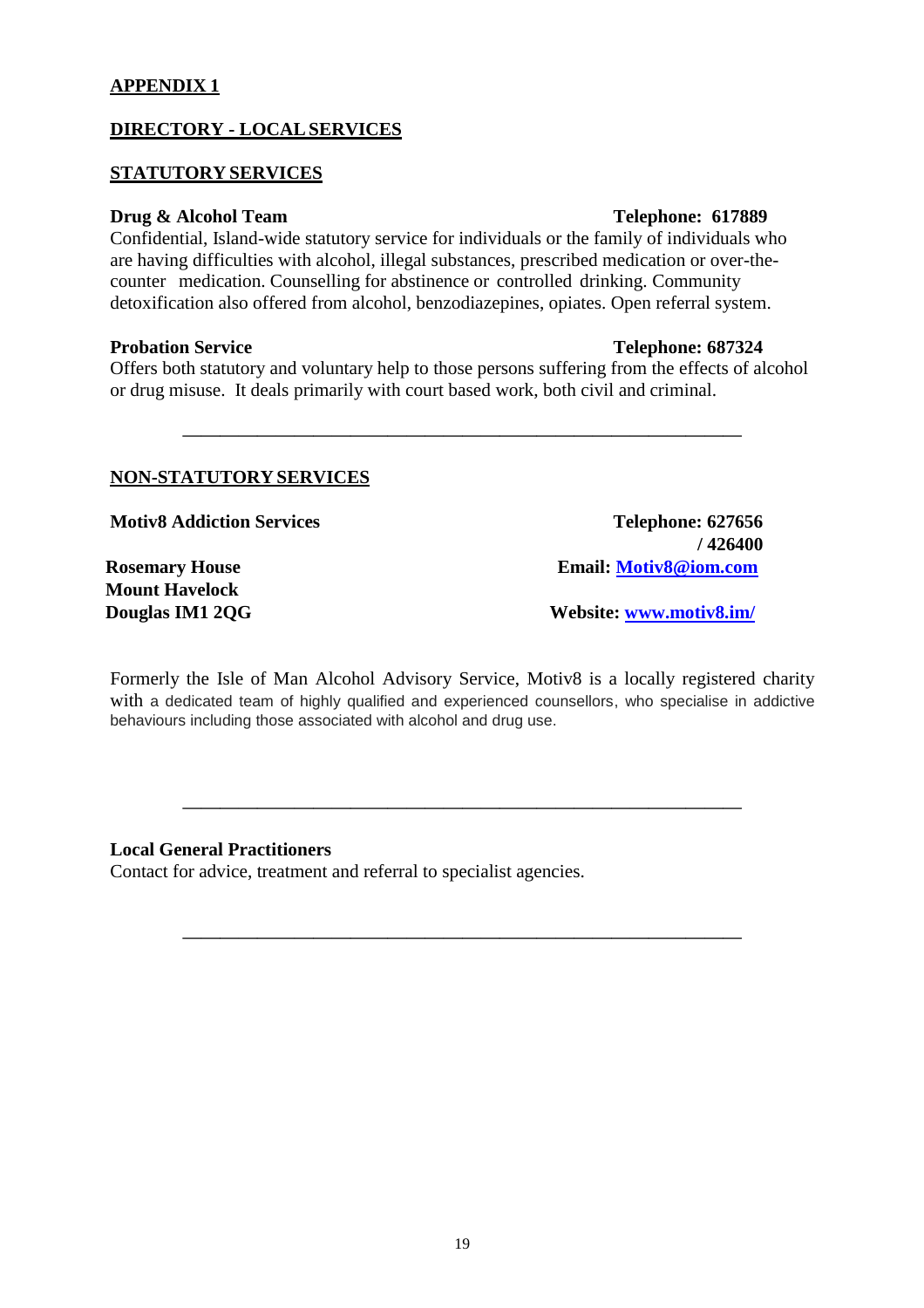## APPENDIX 1

## DIRECTORY - LOCAL SERVICES

### STATUTORY SERVICES

**Drug & Alcohol Team** **Telephone: 617889**

Confidential, Island-wide statutory service for individuals or the family of individuals who are having difficulties with alcohol, illegal substances, prescribed medication or over-the-counter medication. Counselling for abstinence or controlled drinking. Community detoxification also offered from alcohol, benzodiazepines, opiates. Open referral system.

**Probation Service** **Telephone: 687324**

Offers both statutory and voluntary help to those persons suffering from the effects of alcohol or drug misuse. It deals primarily with court based work, both civil and criminal.

---

### NON-STATUTORY SERVICES

**Motiv8 Addiction Services** **Telephone: 627656 / 426400**

**Rosemary House**
**Mount Havelock**
**Douglas IM1 2QG**

**Email: [Motiv8@iom.com](mailto:Motiv8@iom.com)**

**Website: [www.motiv8.im/](http://www.motiv8.im/)**

Formerly the Isle of Man Alcohol Advisory Service, Motiv8 is a locally registered charity with a dedicated team of highly qualified and experienced counsellors, who specialise in addictive behaviours including those associated with alcohol and drug use.

---

**Local General Practitioners**

Contact for advice, treatment and referral to specialist agencies.

---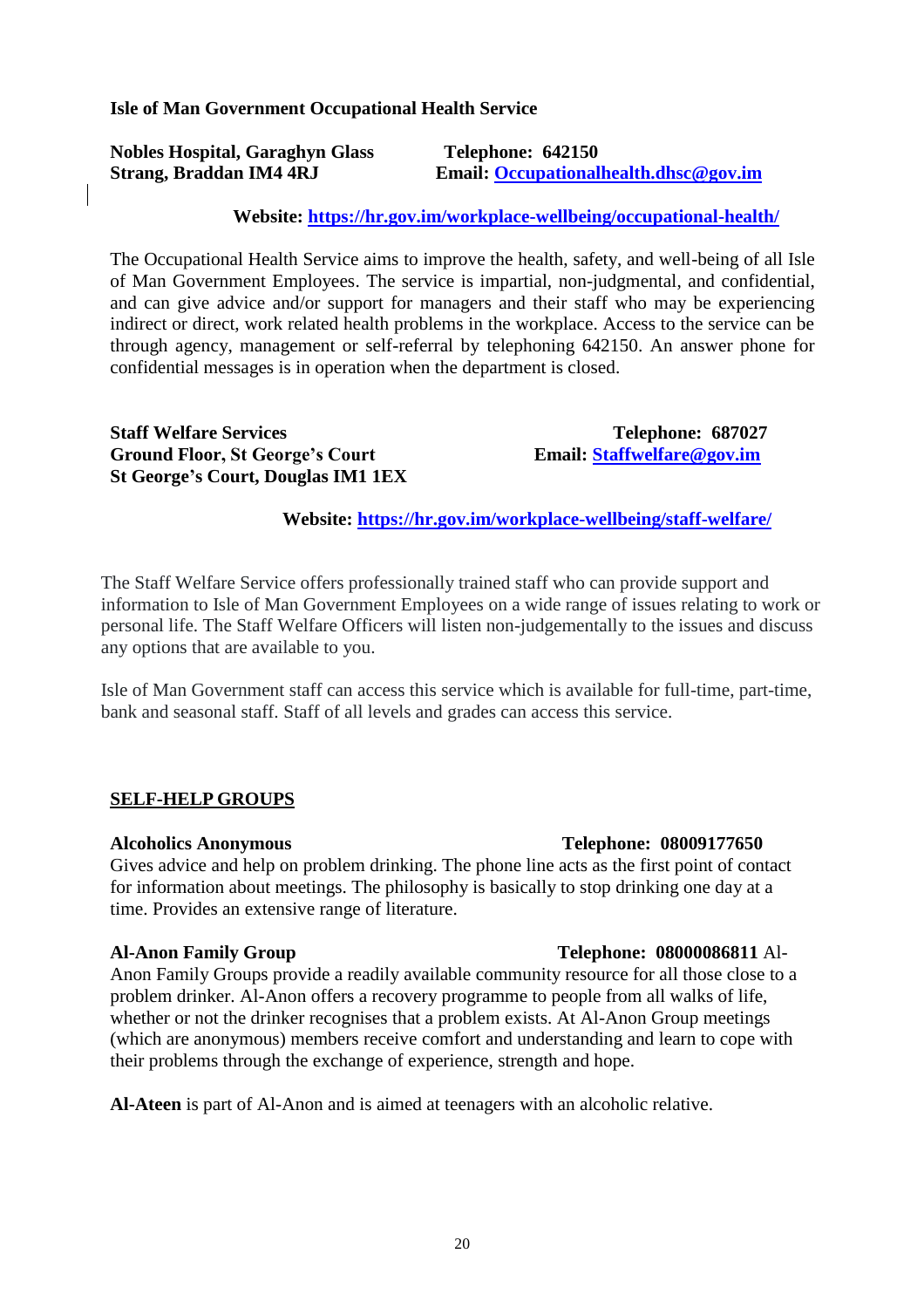**Isle of Man Government Occupational Health Service**

**Nobles Hospital, Garaghyn Glass**
**Strang, Braddan IM4 4RJ**

**Telephone: 642150**
**Email: Occupationalhealth.dhsc@gov.im**

**Website: https://hr.gov.im/workplace-wellbeing/occupational-health/**

The Occupational Health Service aims to improve the health, safety, and well-being of all Isle of Man Government Employees. The service is impartial, non-judgmental, and confidential, and can give advice and/or support for managers and their staff who may be experiencing indirect or direct, work related health problems in the workplace. Access to the service can be through agency, management or self-referral by telephoning 642150. An answer phone for confidential messages is in operation when the department is closed.

**Staff Welfare Services**
**Ground Floor, St George's Court**
**St George's Court, Douglas IM1 1EX**

**Telephone: 687027**
**Email: Staffwelfare@gov.im**

**Website: https://hr.gov.im/workplace-wellbeing/staff-welfare/**

The Staff Welfare Service offers professionally trained staff who can provide support and information to Isle of Man Government Employees on a wide range of issues relating to work or personal life. The Staff Welfare Officers will listen non-judgementally to the issues and discuss any options that are available to you.

Isle of Man Government staff can access this service which is available for full-time, part-time, bank and seasonal staff. Staff of all levels and grades can access this service.

## SELF-HELP GROUPS

**Alcoholics Anonymous** **Telephone: 08009177650**

Gives advice and help on problem drinking. The phone line acts as the first point of contact for information about meetings. The philosophy is basically to stop drinking one day at a time. Provides an extensive range of literature.

**Al-Anon Family Group** **Telephone: 08000086811**

Al-Anon Family Groups provide a readily available community resource for all those close to a problem drinker. Al-Anon offers a recovery programme to people from all walks of life, whether or not the drinker recognises that a problem exists. At Al-Anon Group meetings (which are anonymous) members receive comfort and understanding and learn to cope with their problems through the exchange of experience, strength and hope.

**Al-Ateen** is part of Al-Anon and is aimed at teenagers with an alcoholic relative.